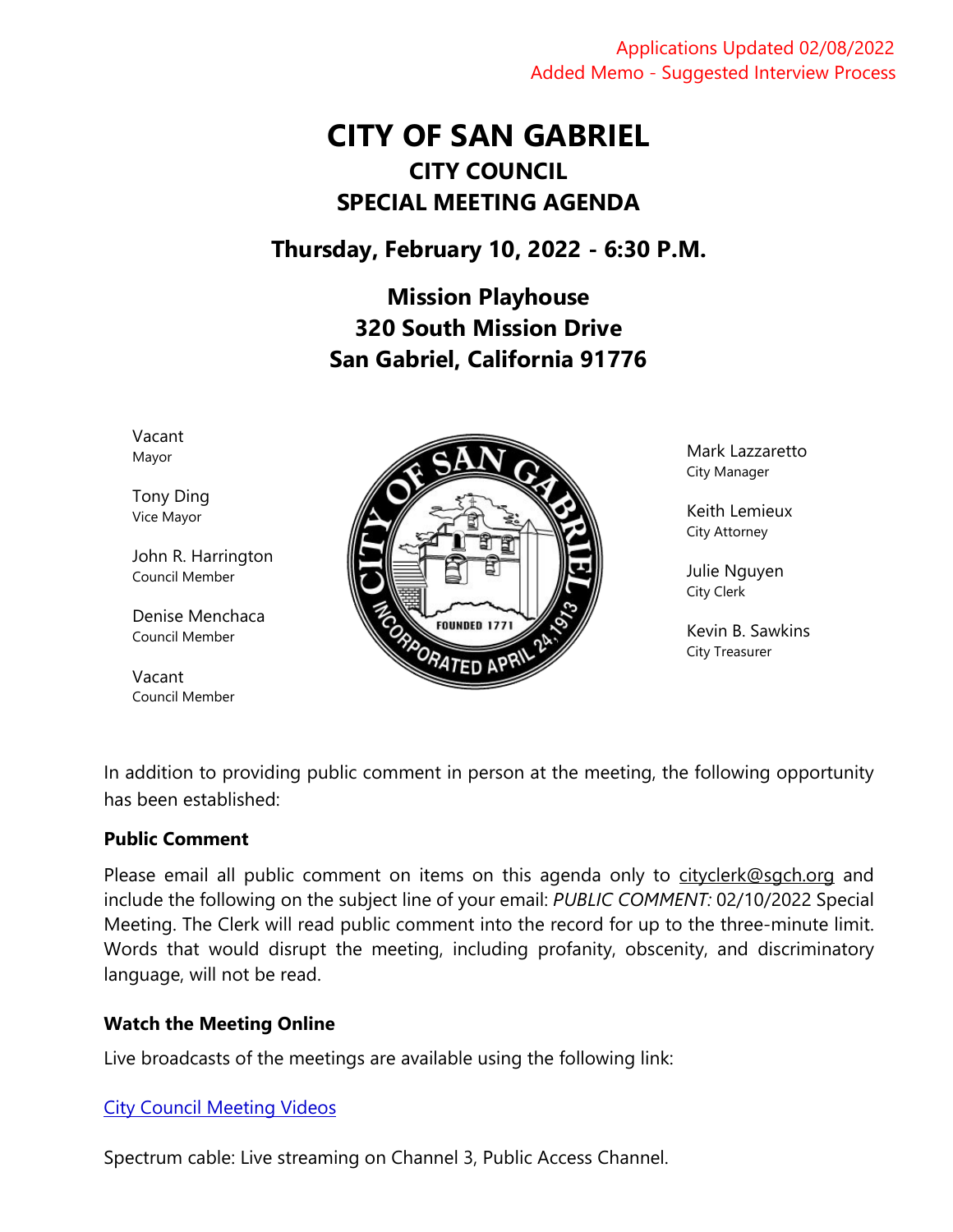Applications Updated 02/08/2022
Added Memo - Suggested Interview Process

# CITY OF SAN GABRIEL

## CITY COUNCIL

## SPECIAL MEETING AGENDA

### Thursday, February 10, 2022 - 6:30 P.M.

### Mission Playhouse
### 320 South Mission Drive
### San Gabriel, California 91776

Vacant
Mayor

Tony Ding
Vice Mayor

John R. Harrington
Council Member

Denise Menchaca
Council Member

Vacant
Council Member

Mark Lazzaretto
City Manager

Keith Lemieux
City Attorney

Julie Nguyen
City Clerk

Kevin B. Sawkins
City Treasurer

In addition to providing public comment in person at the meeting, the following opportunity has been established:

**Public Comment**

Please email all public comment on items on this agenda only to cityclerk@sgch.org and include the following on the subject line of your email: *PUBLIC COMMENT:* 02/10/2022 Special Meeting. The Clerk will read public comment into the record for up to the three-minute limit. Words that would disrupt the meeting, including profanity, obscenity, and discriminatory language, will not be read.

**Watch the Meeting Online**

Live broadcasts of the meetings are available using the following link:

City Council Meeting Videos

Spectrum cable: Live streaming on Channel 3, Public Access Channel.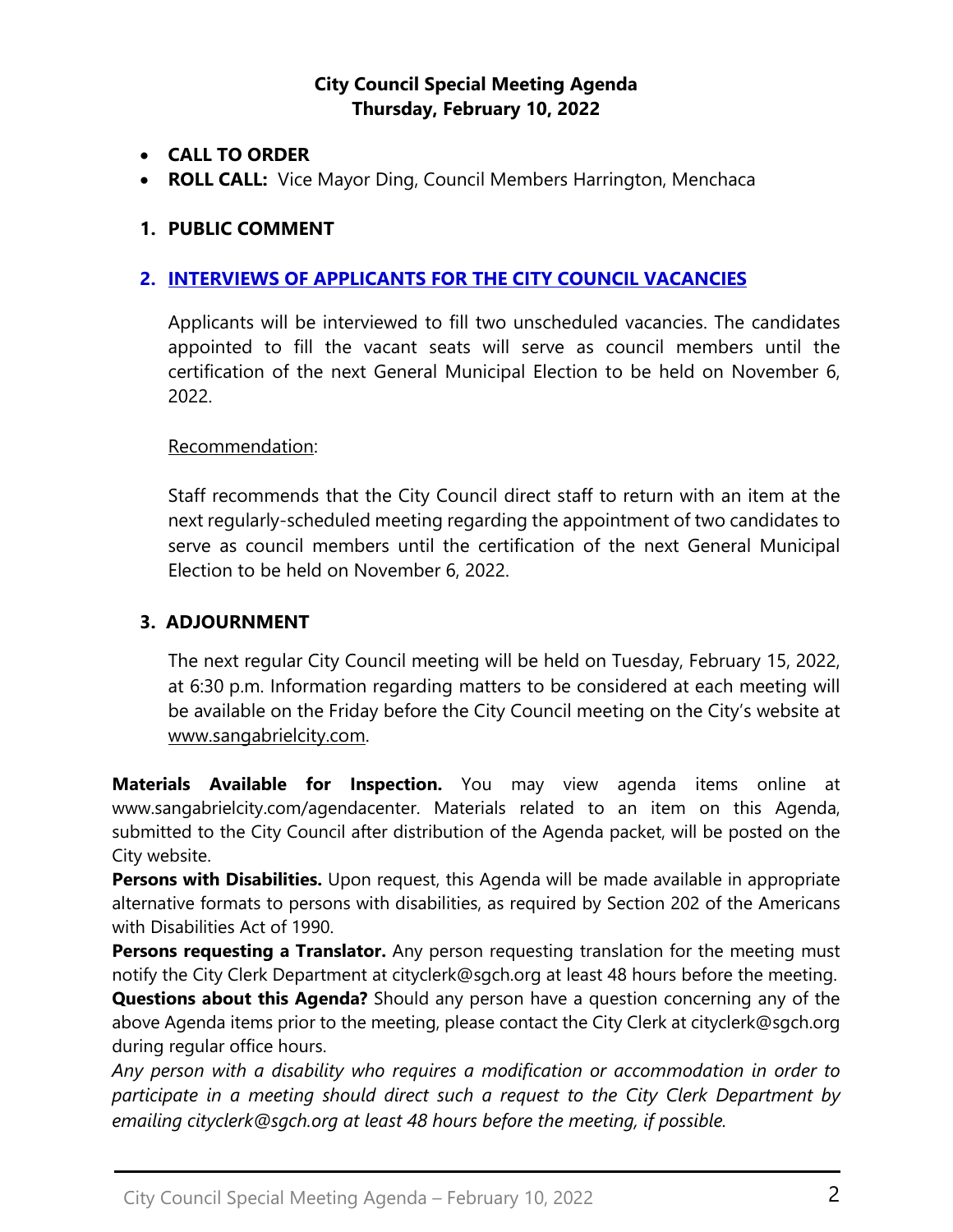**City Council Special Meeting Agenda**
**Thursday, February 10, 2022**

- **CALL TO ORDER**
- **ROLL CALL:** Vice Mayor Ding, Council Members Harrington, Menchaca

**1. PUBLIC COMMENT**

**2. INTERVIEWS OF APPLICANTS FOR THE CITY COUNCIL VACANCIES**

Applicants will be interviewed to fill two unscheduled vacancies. The candidates appointed to fill the vacant seats will serve as council members until the certification of the next General Municipal Election to be held on November 6, 2022.

Recommendation:

Staff recommends that the City Council direct staff to return with an item at the next regularly-scheduled meeting regarding the appointment of two candidates to serve as council members until the certification of the next General Municipal Election to be held on November 6, 2022.

**3. ADJOURNMENT**

The next regular City Council meeting will be held on Tuesday, February 15, 2022, at 6:30 p.m. Information regarding matters to be considered at each meeting will be available on the Friday before the City Council meeting on the City's website at www.sangabrielcity.com.

**Materials Available for Inspection.** You may view agenda items online at www.sangabrielcity.com/agendacenter. Materials related to an item on this Agenda, submitted to the City Council after distribution of the Agenda packet, will be posted on the City website.
**Persons with Disabilities.** Upon request, this Agenda will be made available in appropriate alternative formats to persons with disabilities, as required by Section 202 of the Americans with Disabilities Act of 1990.
**Persons requesting a Translator.** Any person requesting translation for the meeting must notify the City Clerk Department at cityclerk@sgch.org at least 48 hours before the meeting.
**Questions about this Agenda?** Should any person have a question concerning any of the above Agenda items prior to the meeting, please contact the City Clerk at cityclerk@sgch.org during regular office hours.
*Any person with a disability who requires a modification or accommodation in order to participate in a meeting should direct such a request to the City Clerk Department by emailing cityclerk@sgch.org at least 48 hours before the meeting, if possible.*